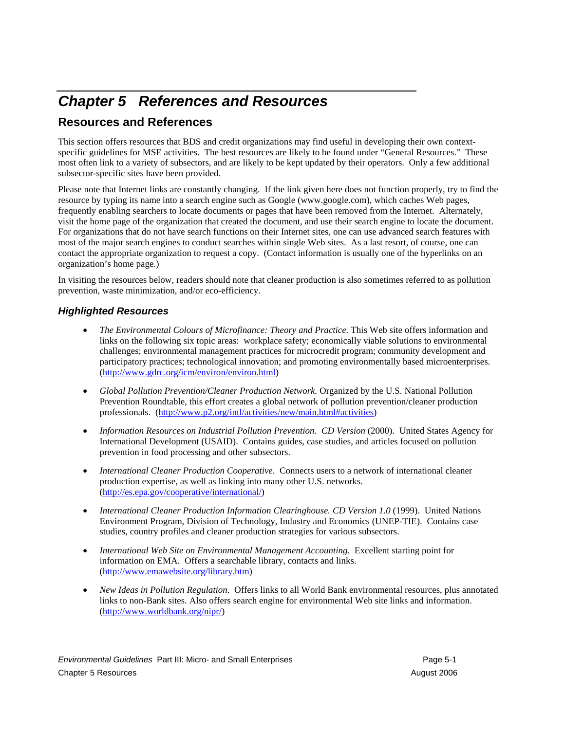# Chapter 5 References and Resources

## Resources and References

This section offers resources that BDS and credit organizations may find useful in developing their own context-specific guidelines for MSE activities. The best resources are likely to be found under "General Resources." These most often link to a variety of subsectors, and are likely to be kept updated by their operators. Only a few additional subsector-specific sites have been provided.

Please note that Internet links are constantly changing. If the link given here does not function properly, try to find the resource by typing its name into a search engine such as Google (www.google.com), which caches Web pages, frequently enabling searchers to locate documents or pages that have been removed from the Internet. Alternately, visit the home page of the organization that created the document, and use their search engine to locate the document. For organizations that do not have search functions on their Internet sites, one can use advanced search features with most of the major search engines to conduct searches within single Web sites. As a last resort, of course, one can contact the appropriate organization to request a copy. (Contact information is usually one of the hyperlinks on an organization's home page.)

In visiting the resources below, readers should note that cleaner production is also sometimes referred to as pollution prevention, waste minimization, and/or eco-efficiency.

### *Highlighted Resources*

- *The Environmental Colours of Microfinance: Theory and Practice.* This Web site offers information and links on the following six topic areas: workplace safety; economically viable solutions to environmental challenges; environmental management practices for microcredit program; community development and participatory practices; technological innovation; and promoting environmentally based microenterprises. (http://www.gdrc.org/icm/environ/environ.html)
- *Global Pollution Prevention/Cleaner Production Network.* Organized by the U.S. National Pollution Prevention Roundtable, this effort creates a global network of pollution prevention/cleaner production professionals. (http://www.p2.org/intl/activities/new/main.html#activities)
- *Information Resources on Industrial Pollution Prevention. CD Version* (2000). United States Agency for International Development (USAID). Contains guides, case studies, and articles focused on pollution prevention in food processing and other subsectors.
- *International Cleaner Production Cooperative*. Connects users to a network of international cleaner production expertise, as well as linking into many other U.S. networks. (http://es.epa.gov/cooperative/international/)
- *International Cleaner Production Information Clearinghouse. CD Version 1.0* (1999). United Nations Environment Program, Division of Technology, Industry and Economics (UNEP-TIE). Contains case studies, country profiles and cleaner production strategies for various subsectors.
- *International Web Site on Environmental Management Accounting.* Excellent starting point for information on EMA. Offers a searchable library, contacts and links. (http://www.emawebsite.org/library.htm)
- *New Ideas in Pollution Regulation*. Offers links to all World Bank environmental resources, plus annotated links to non-Bank sites. Also offers search engine for environmental Web site links and information. (http://www.worldbank.org/nipr/)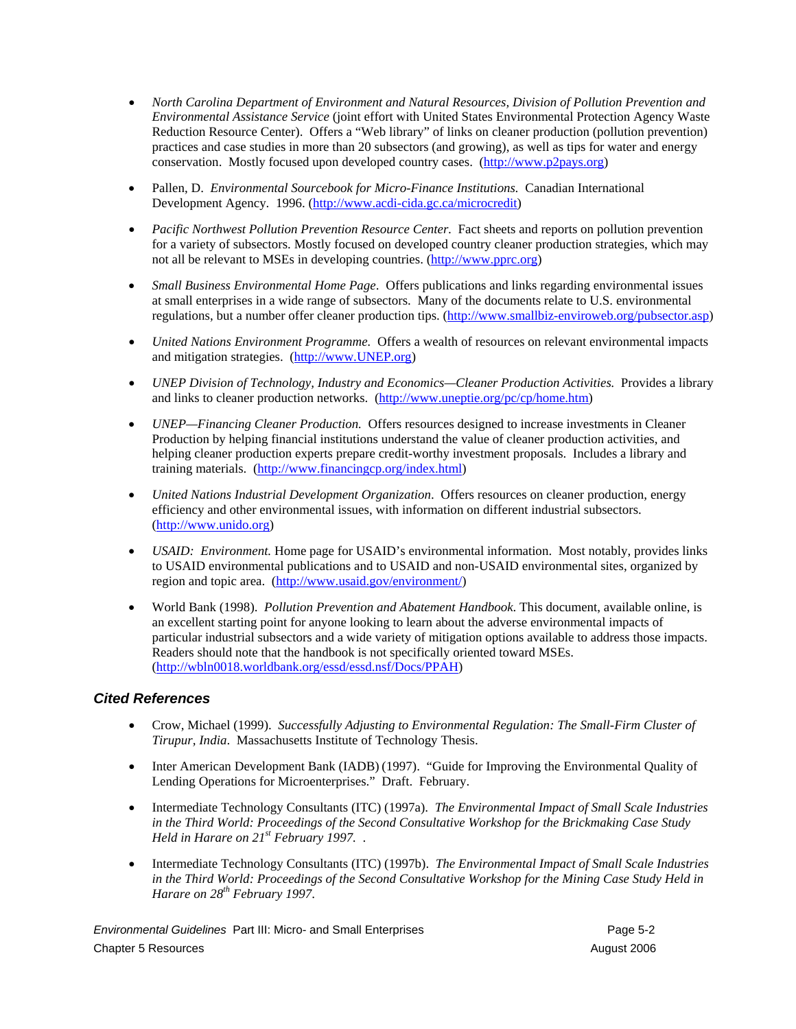- *North Carolina Department of Environment and Natural Resources, Division of Pollution Prevention and Environmental Assistance Service* (joint effort with United States Environmental Protection Agency Waste Reduction Resource Center). Offers a "Web library" of links on cleaner production (pollution prevention) practices and case studies in more than 20 subsectors (and growing), as well as tips for water and energy conservation. Mostly focused upon developed country cases. (http://www.p2pays.org)

- Pallen, D. *Environmental Sourcebook for Micro-Finance Institutions.* Canadian International Development Agency. 1996. (http://www.acdi-cida.gc.ca/microcredit)

- *Pacific Northwest Pollution Prevention Resource Center.* Fact sheets and reports on pollution prevention for a variety of subsectors. Mostly focused on developed country cleaner production strategies, which may not all be relevant to MSEs in developing countries. (http://www.pprc.org)

- *Small Business Environmental Home Page*. Offers publications and links regarding environmental issues at small enterprises in a wide range of subsectors. Many of the documents relate to U.S. environmental regulations, but a number offer cleaner production tips. (http://www.smallbiz-enviroweb.org/pubsector.asp)

- *United Nations Environment Programme.* Offers a wealth of resources on relevant environmental impacts and mitigation strategies. (http://www.UNEP.org)

- *UNEP Division of Technology, Industry and Economics—Cleaner Production Activities.* Provides a library and links to cleaner production networks. (http://www.uneptie.org/pc/cp/home.htm)

- *UNEP—Financing Cleaner Production.* Offers resources designed to increase investments in Cleaner Production by helping financial institutions understand the value of cleaner production activities, and helping cleaner production experts prepare credit-worthy investment proposals. Includes a library and training materials. (http://www.financingcp.org/index.html)

- *United Nations Industrial Development Organization*. Offers resources on cleaner production, energy efficiency and other environmental issues, with information on different industrial subsectors. (http://www.unido.org)

- *USAID: Environment.* Home page for USAID's environmental information. Most notably, provides links to USAID environmental publications and to USAID and non-USAID environmental sites, organized by region and topic area. (http://www.usaid.gov/environment/)

- World Bank (1998). *Pollution Prevention and Abatement Handbook*. This document, available online, is an excellent starting point for anyone looking to learn about the adverse environmental impacts of particular industrial subsectors and a wide variety of mitigation options available to address those impacts. Readers should note that the handbook is not specifically oriented toward MSEs. (http://wbln0018.worldbank.org/essd/essd.nsf/Docs/PPAH)

### Cited References

- Crow, Michael (1999). *Successfully Adjusting to Environmental Regulation: The Small-Firm Cluster of Tirupur, India*. Massachusetts Institute of Technology Thesis.

- Inter American Development Bank (IADB) (1997). "Guide for Improving the Environmental Quality of Lending Operations for Microenterprises." Draft. February.

- Intermediate Technology Consultants (ITC) (1997a). *The Environmental Impact of Small Scale Industries in the Third World: Proceedings of the Second Consultative Workshop for the Brickmaking Case Study Held in Harare on 21st February 1997.* .

- Intermediate Technology Consultants (ITC) (1997b). *The Environmental Impact of Small Scale Industries in the Third World: Proceedings of the Second Consultative Workshop for the Mining Case Study Held in Harare on 28th February 1997*.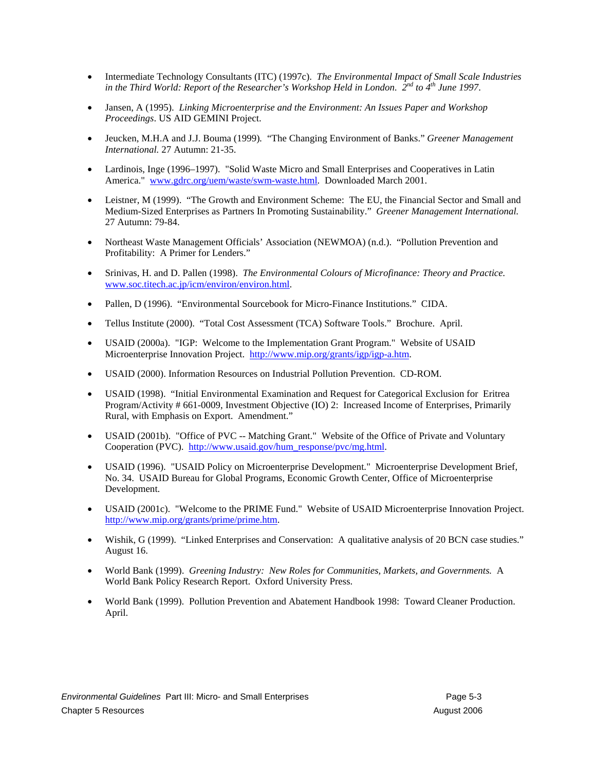- Intermediate Technology Consultants (ITC) (1997c). *The Environmental Impact of Small Scale Industries in the Third World: Report of the Researcher's Workshop Held in London. 2nd to 4th June 1997*.

- Jansen, A (1995). *Linking Microenterprise and the Environment: An Issues Paper and Workshop Proceedings*. US AID GEMINI Project.

- Jeucken, M.H.A and J.J. Bouma (1999). "The Changing Environment of Banks." *Greener Management International.* 27 Autumn: 21-35.

- Lardinois, Inge (1996–1997). "Solid Waste Micro and Small Enterprises and Cooperatives in Latin America." www.gdrc.org/uem/waste/swm-waste.html. Downloaded March 2001.

- Leistner, M (1999). "The Growth and Environment Scheme: The EU, the Financial Sector and Small and Medium-Sized Enterprises as Partners In Promoting Sustainability." *Greener Management International.* 27 Autumn: 79-84.

- Northeast Waste Management Officials' Association (NEWMOA) (n.d.). "Pollution Prevention and Profitability: A Primer for Lenders."

- Srinivas, H. and D. Pallen (1998). *The Environmental Colours of Microfinance: Theory and Practice.* www.soc.titech.ac.jp/icm/environ/environ.html.

- Pallen, D (1996). "Environmental Sourcebook for Micro-Finance Institutions." CIDA.

- Tellus Institute (2000). "Total Cost Assessment (TCA) Software Tools." Brochure. April.

- USAID (2000a). "IGP: Welcome to the Implementation Grant Program." Website of USAID Microenterprise Innovation Project. http://www.mip.org/grants/igp/igp-a.htm.

- USAID (2000). Information Resources on Industrial Pollution Prevention. CD-ROM.

- USAID (1998). "Initial Environmental Examination and Request for Categorical Exclusion for Eritrea Program/Activity # 661-0009, Investment Objective (IO) 2: Increased Income of Enterprises, Primarily Rural, with Emphasis on Export. Amendment."

- USAID (2001b). "Office of PVC -- Matching Grant." Website of the Office of Private and Voluntary Cooperation (PVC). http://www.usaid.gov/hum_response/pvc/mg.html.

- USAID (1996). "USAID Policy on Microenterprise Development." Microenterprise Development Brief, No. 34. USAID Bureau for Global Programs, Economic Growth Center, Office of Microenterprise Development.

- USAID (2001c). "Welcome to the PRIME Fund." Website of USAID Microenterprise Innovation Project. http://www.mip.org/grants/prime/prime.htm.

- Wishik, G (1999). "Linked Enterprises and Conservation: A qualitative analysis of 20 BCN case studies." August 16.

- World Bank (1999). *Greening Industry: New Roles for Communities, Markets, and Governments.* A World Bank Policy Research Report. Oxford University Press.

- World Bank (1999). Pollution Prevention and Abatement Handbook 1998: Toward Cleaner Production. April.